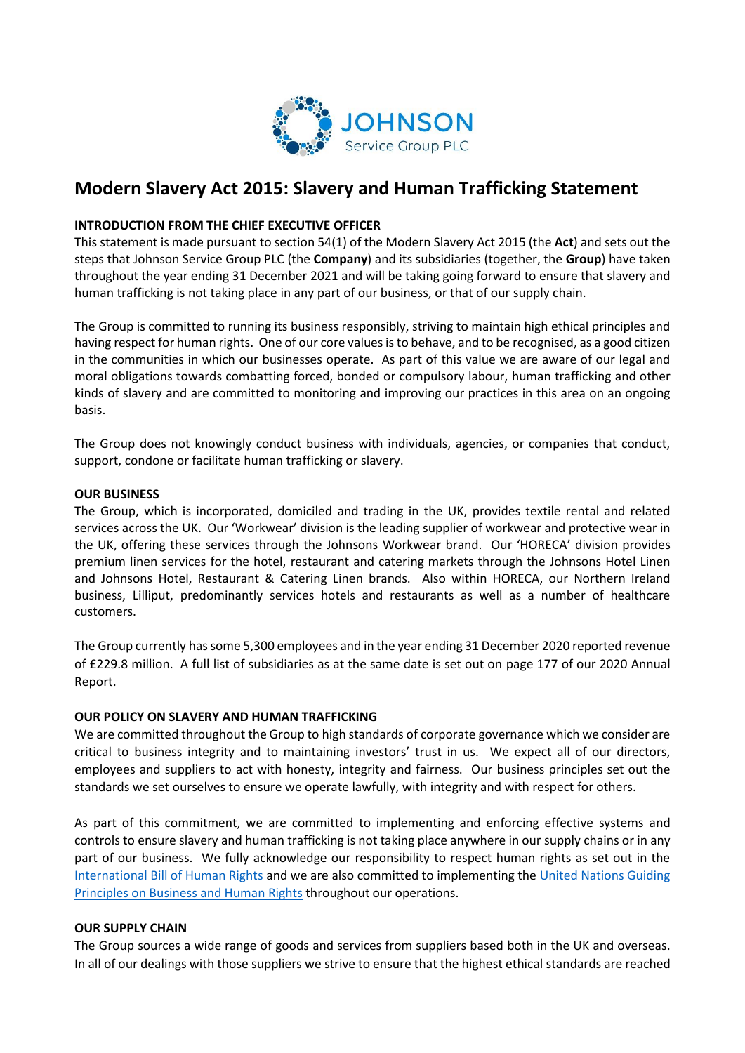JOHNSON
Service Group PLC

# Modern Slavery Act 2015: Slavery and Human Trafficking Statement

**INTRODUCTION FROM THE CHIEF EXECUTIVE OFFICER**

This statement is made pursuant to section 54(1) of the Modern Slavery Act 2015 (the **Act**) and sets out the steps that Johnson Service Group PLC (the **Company**) and its subsidiaries (together, the **Group**) have taken throughout the year ending 31 December 2021 and will be taking going forward to ensure that slavery and human trafficking is not taking place in any part of our business, or that of our supply chain.

The Group is committed to running its business responsibly, striving to maintain high ethical principles and having respect for human rights. One of our core values is to behave, and to be recognised, as a good citizen in the communities in which our businesses operate. As part of this value we are aware of our legal and moral obligations towards combatting forced, bonded or compulsory labour, human trafficking and other kinds of slavery and are committed to monitoring and improving our practices in this area on an ongoing basis.

The Group does not knowingly conduct business with individuals, agencies, or companies that conduct, support, condone or facilitate human trafficking or slavery.

**OUR BUSINESS**

The Group, which is incorporated, domiciled and trading in the UK, provides textile rental and related services across the UK. Our 'Workwear' division is the leading supplier of workwear and protective wear in the UK, offering these services through the Johnsons Workwear brand. Our 'HORECA' division provides premium linen services for the hotel, restaurant and catering markets through the Johnsons Hotel Linen and Johnsons Hotel, Restaurant & Catering Linen brands. Also within HORECA, our Northern Ireland business, Lilliput, predominantly services hotels and restaurants as well as a number of healthcare customers.

The Group currently has some 5,300 employees and in the year ending 31 December 2020 reported revenue of £229.8 million. A full list of subsidiaries as at the same date is set out on page 177 of our 2020 Annual Report.

**OUR POLICY ON SLAVERY AND HUMAN TRAFFICKING**

We are committed throughout the Group to high standards of corporate governance which we consider are critical to business integrity and to maintaining investors' trust in us. We expect all of our directors, employees and suppliers to act with honesty, integrity and fairness. Our business principles set out the standards we set ourselves to ensure we operate lawfully, with integrity and with respect for others.

As part of this commitment, we are committed to implementing and enforcing effective systems and controls to ensure slavery and human trafficking is not taking place anywhere in our supply chains or in any part of our business. We fully acknowledge our responsibility to respect human rights as set out in the International Bill of Human Rights and we are also committed to implementing the United Nations Guiding Principles on Business and Human Rights throughout our operations.

**OUR SUPPLY CHAIN**

The Group sources a wide range of goods and services from suppliers based both in the UK and overseas. In all of our dealings with those suppliers we strive to ensure that the highest ethical standards are reached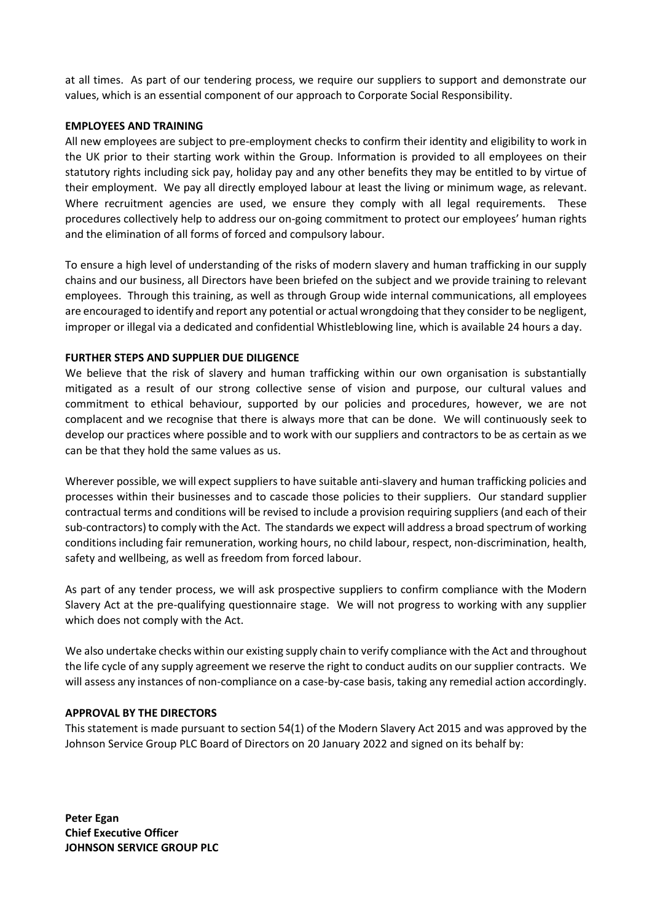at all times. As part of our tendering process, we require our suppliers to support and demonstrate our values, which is an essential component of our approach to Corporate Social Responsibility.

**EMPLOYEES AND TRAINING**

All new employees are subject to pre-employment checks to confirm their identity and eligibility to work in the UK prior to their starting work within the Group. Information is provided to all employees on their statutory rights including sick pay, holiday pay and any other benefits they may be entitled to by virtue of their employment. We pay all directly employed labour at least the living or minimum wage, as relevant. Where recruitment agencies are used, we ensure they comply with all legal requirements. These procedures collectively help to address our on-going commitment to protect our employees' human rights and the elimination of all forms of forced and compulsory labour.

To ensure a high level of understanding of the risks of modern slavery and human trafficking in our supply chains and our business, all Directors have been briefed on the subject and we provide training to relevant employees. Through this training, as well as through Group wide internal communications, all employees are encouraged to identify and report any potential or actual wrongdoing that they consider to be negligent, improper or illegal via a dedicated and confidential Whistleblowing line, which is available 24 hours a day.

**FURTHER STEPS AND SUPPLIER DUE DILIGENCE**

We believe that the risk of slavery and human trafficking within our own organisation is substantially mitigated as a result of our strong collective sense of vision and purpose, our cultural values and commitment to ethical behaviour, supported by our policies and procedures, however, we are not complacent and we recognise that there is always more that can be done. We will continuously seek to develop our practices where possible and to work with our suppliers and contractors to be as certain as we can be that they hold the same values as us.

Wherever possible, we will expect suppliers to have suitable anti-slavery and human trafficking policies and processes within their businesses and to cascade those policies to their suppliers. Our standard supplier contractual terms and conditions will be revised to include a provision requiring suppliers (and each of their sub-contractors) to comply with the Act. The standards we expect will address a broad spectrum of working conditions including fair remuneration, working hours, no child labour, respect, non-discrimination, health, safety and wellbeing, as well as freedom from forced labour.

As part of any tender process, we will ask prospective suppliers to confirm compliance with the Modern Slavery Act at the pre-qualifying questionnaire stage. We will not progress to working with any supplier which does not comply with the Act.

We also undertake checks within our existing supply chain to verify compliance with the Act and throughout the life cycle of any supply agreement we reserve the right to conduct audits on our supplier contracts. We will assess any instances of non-compliance on a case-by-case basis, taking any remedial action accordingly.

**APPROVAL BY THE DIRECTORS**

This statement is made pursuant to section 54(1) of the Modern Slavery Act 2015 and was approved by the Johnson Service Group PLC Board of Directors on 20 January 2022 and signed on its behalf by:

**Peter Egan**
**Chief Executive Officer**
**JOHNSON SERVICE GROUP PLC**